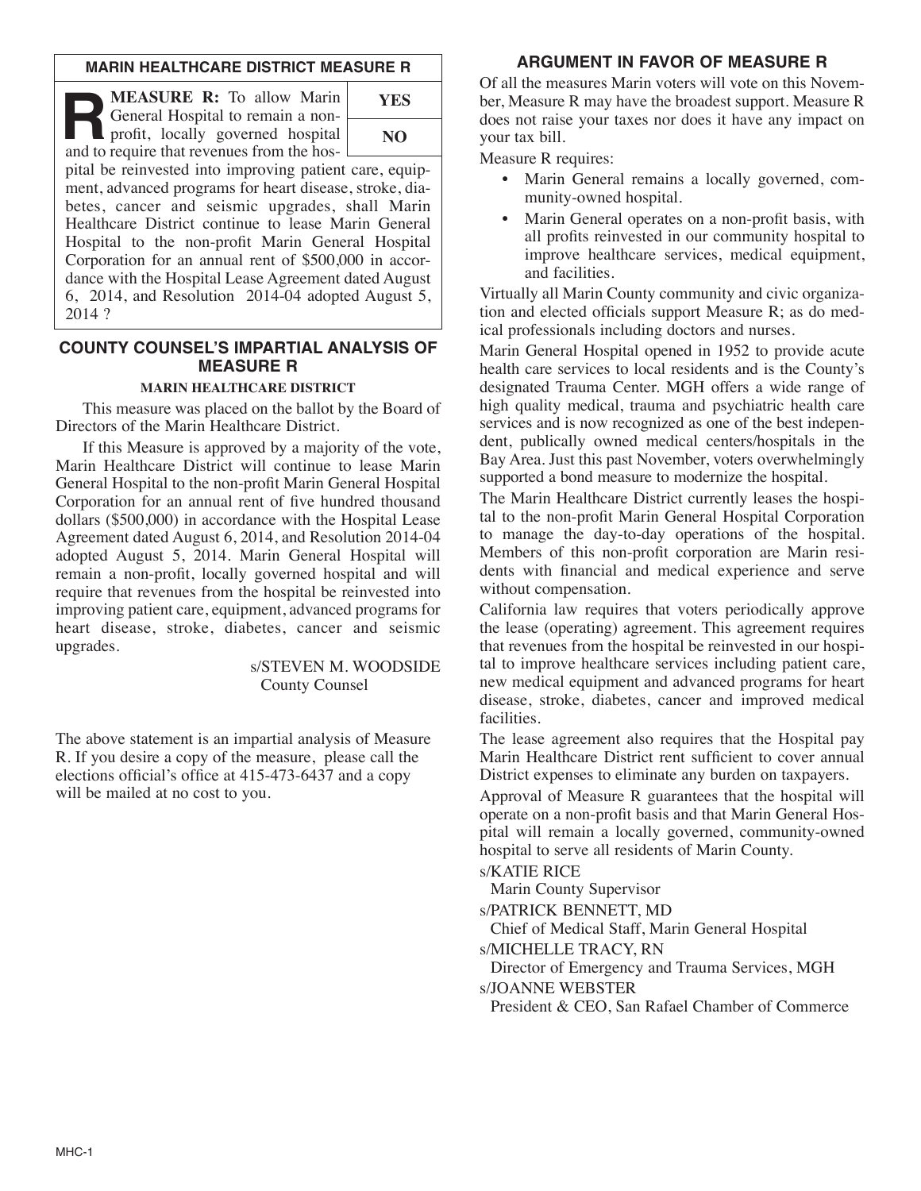## MARIN HEALTHCARE DISTRICT MEASURE R

**R MEASURE R:** To allow Marin General Hospital to remain a non-profit, locally governed hospital and to require that revenues from the hospital be reinvested into improving patient care, equipment, advanced programs for heart disease, stroke, diabetes, cancer and seismic upgrades, shall Marin Healthcare District continue to lease Marin General Hospital to the non-profit Marin General Hospital Corporation for an annual rent of $500,000 in accordance with the Hospital Lease Agreement dated August 6, 2014, and Resolution 2014-04 adopted August 5, 2014 ?

| YES |
|---|
| NO |

## COUNTY COUNSEL'S IMPARTIAL ANALYSIS OF MEASURE R

**MARIN HEALTHCARE DISTRICT**

This measure was placed on the ballot by the Board of Directors of the Marin Healthcare District.

If this Measure is approved by a majority of the vote, Marin Healthcare District will continue to lease Marin General Hospital to the non-profit Marin General Hospital Corporation for an annual rent of five hundred thousand dollars ($500,000) in accordance with the Hospital Lease Agreement dated August 6, 2014, and Resolution 2014-04 adopted August 5, 2014. Marin General Hospital will remain a non-profit, locally governed hospital and will require that revenues from the hospital be reinvested into improving patient care, equipment, advanced programs for heart disease, stroke, diabetes, cancer and seismic upgrades.

s/STEVEN M. WOODSIDE
County Counsel

The above statement is an impartial analysis of Measure R. If you desire a copy of the measure, please call the elections official's office at 415-473-6437 and a copy will be mailed at no cost to you.

## ARGUMENT IN FAVOR OF MEASURE R

Of all the measures Marin voters will vote on this November, Measure R may have the broadest support. Measure R does not raise your taxes nor does it have any impact on your tax bill.

Measure R requires:

- Marin General remains a locally governed, community-owned hospital.
- Marin General operates on a non-profit basis, with all profits reinvested in our community hospital to improve healthcare services, medical equipment, and facilities.

Virtually all Marin County community and civic organization and elected officials support Measure R; as do medical professionals including doctors and nurses.

Marin General Hospital opened in 1952 to provide acute health care services to local residents and is the County's designated Trauma Center. MGH offers a wide range of high quality medical, trauma and psychiatric health care services and is now recognized as one of the best independent, publically owned medical centers/hospitals in the Bay Area. Just this past November, voters overwhelmingly supported a bond measure to modernize the hospital.

The Marin Healthcare District currently leases the hospital to the non-profit Marin General Hospital Corporation to manage the day-to-day operations of the hospital. Members of this non-profit corporation are Marin residents with financial and medical experience and serve without compensation.

California law requires that voters periodically approve the lease (operating) agreement. This agreement requires that revenues from the hospital be reinvested in our hospital to improve healthcare services including patient care, new medical equipment and advanced programs for heart disease, stroke, diabetes, cancer and improved medical facilities.

The lease agreement also requires that the Hospital pay Marin Healthcare District rent sufficient to cover annual District expenses to eliminate any burden on taxpayers.

Approval of Measure R guarantees that the hospital will operate on a non-profit basis and that Marin General Hospital will remain a locally governed, community-owned hospital to serve all residents of Marin County.

s/KATIE RICE
Marin County Supervisor

s/PATRICK BENNETT, MD
Chief of Medical Staff, Marin General Hospital

s/MICHELLE TRACY, RN
Director of Emergency and Trauma Services, MGH

s/JOANNE WEBSTER
President & CEO, San Rafael Chamber of Commerce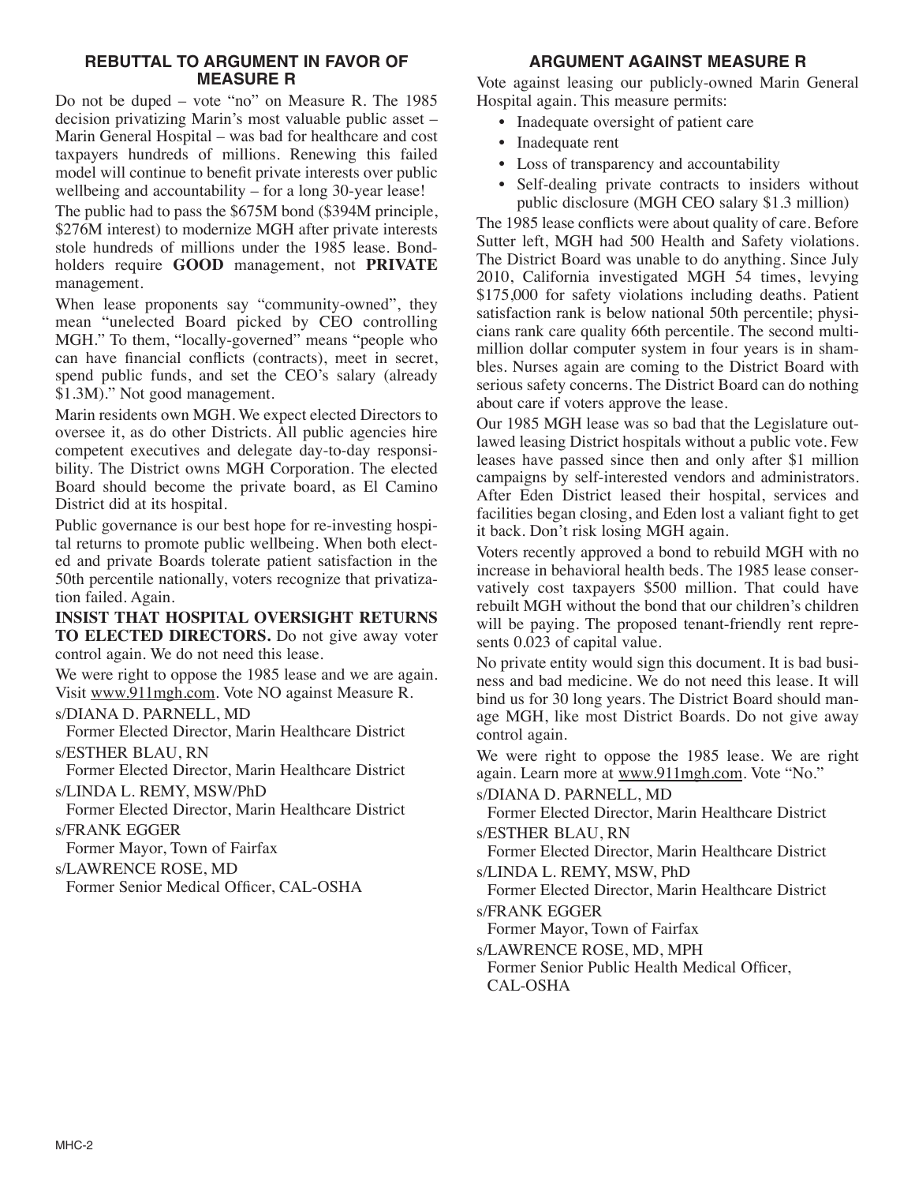## REBUTTAL TO ARGUMENT IN FAVOR OF MEASURE R

Do not be duped – vote "no" on Measure R. The 1985 decision privatizing Marin's most valuable public asset – Marin General Hospital – was bad for healthcare and cost taxpayers hundreds of millions. Renewing this failed model will continue to benefit private interests over public wellbeing and accountability – for a long 30-year lease!

The public had to pass the $675M bond ($394M principle, $276M interest) to modernize MGH after private interests stole hundreds of millions under the 1985 lease. Bondholders require **GOOD** management, not **PRIVATE** management.

When lease proponents say "community-owned", they mean "unelected Board picked by CEO controlling MGH." To them, "locally-governed" means "people who can have financial conflicts (contracts), meet in secret, spend public funds, and set the CEO's salary (already $1.3M)." Not good management.

Marin residents own MGH. We expect elected Directors to oversee it, as do other Districts. All public agencies hire competent executives and delegate day-to-day responsibility. The District owns MGH Corporation. The elected Board should become the private board, as El Camino District did at its hospital.

Public governance is our best hope for re-investing hospital returns to promote public wellbeing. When both elected and private Boards tolerate patient satisfaction in the 50th percentile nationally, voters recognize that privatization failed. Again.

**INSIST THAT HOSPITAL OVERSIGHT RETURNS TO ELECTED DIRECTORS.** Do not give away voter control again. We do not need this lease.

We were right to oppose the 1985 lease and we are again. Visit www.911mgh.com. Vote NO against Measure R.

s/DIANA D. PARNELL, MD
Former Elected Director, Marin Healthcare District

s/ESTHER BLAU, RN
Former Elected Director, Marin Healthcare District

s/LINDA L. REMY, MSW/PhD
Former Elected Director, Marin Healthcare District

s/FRANK EGGER
Former Mayor, Town of Fairfax

s/LAWRENCE ROSE, MD
Former Senior Medical Officer, CAL-OSHA

## ARGUMENT AGAINST MEASURE R

Vote against leasing our publicly-owned Marin General Hospital again. This measure permits:

- Inadequate oversight of patient care
- Inadequate rent
- Loss of transparency and accountability
- Self-dealing private contracts to insiders without public disclosure (MGH CEO salary $1.3 million)

The 1985 lease conflicts were about quality of care. Before Sutter left, MGH had 500 Health and Safety violations. The District Board was unable to do anything. Since July 2010, California investigated MGH 54 times, levying $175,000 for safety violations including deaths. Patient satisfaction rank is below national 50th percentile; physicians rank care quality 66th percentile. The second multi-million dollar computer system in four years is in shambles. Nurses again are coming to the District Board with serious safety concerns. The District Board can do nothing about care if voters approve the lease.

Our 1985 MGH lease was so bad that the Legislature outlawed leasing District hospitals without a public vote. Few leases have passed since then and only after $1 million campaigns by self-interested vendors and administrators. After Eden District leased their hospital, services and facilities began closing, and Eden lost a valiant fight to get it back. Don't risk losing MGH again.

Voters recently approved a bond to rebuild MGH with no increase in behavioral health beds. The 1985 lease conservatively cost taxpayers $500 million. That could have rebuilt MGH without the bond that our children's children will be paying. The proposed tenant-friendly rent represents 0.023 of capital value.

No private entity would sign this document. It is bad business and bad medicine. We do not need this lease. It will bind us for 30 long years. The District Board should manage MGH, like most District Boards. Do not give away control again.

We were right to oppose the 1985 lease. We are right again. Learn more at www.911mgh.com. Vote "No."

s/DIANA D. PARNELL, MD
Former Elected Director, Marin Healthcare District

s/ESTHER BLAU, RN
Former Elected Director, Marin Healthcare District

s/LINDA L. REMY, MSW, PhD
Former Elected Director, Marin Healthcare District

s/FRANK EGGER
Former Mayor, Town of Fairfax

s/LAWRENCE ROSE, MD, MPH
Former Senior Public Health Medical Officer, CAL-OSHA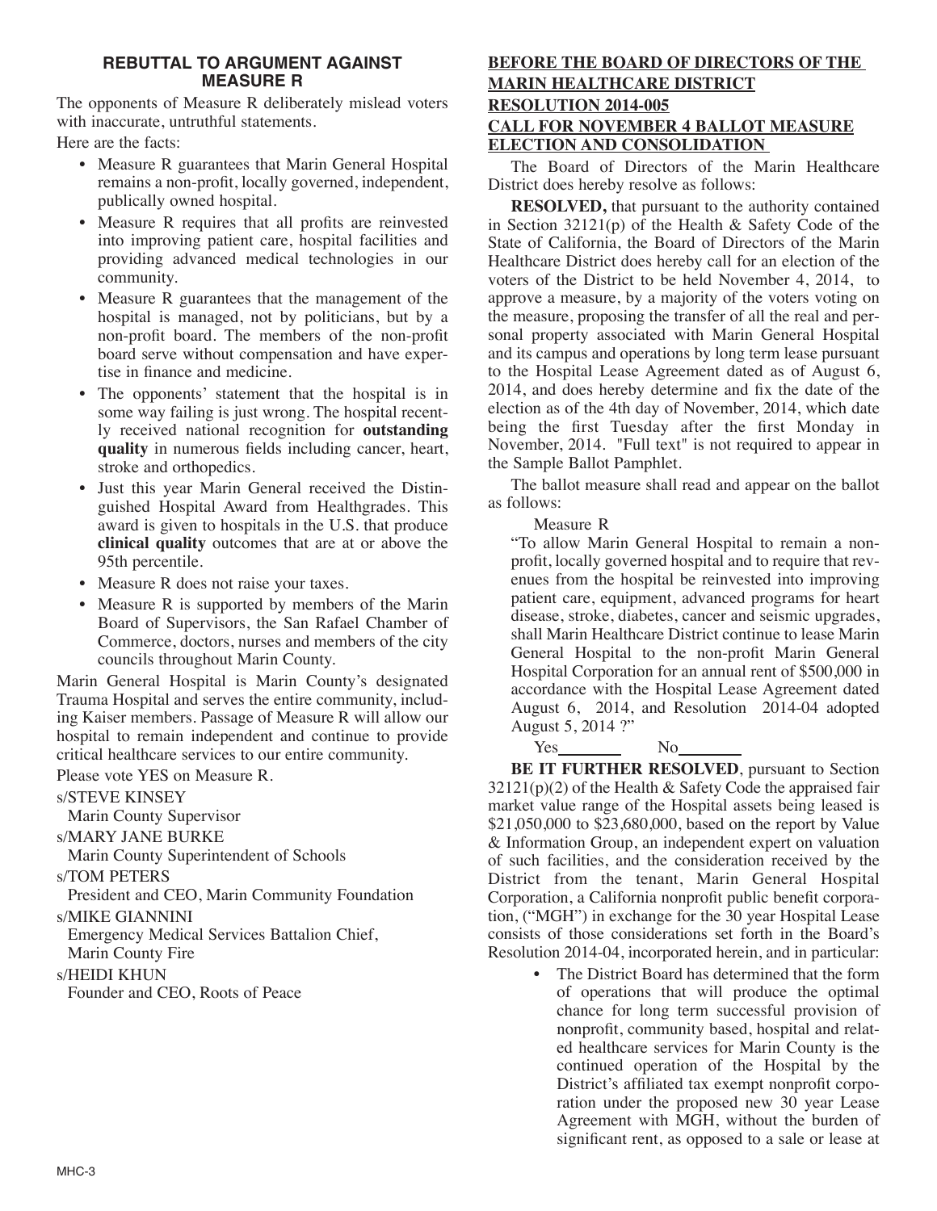## REBUTTAL TO ARGUMENT AGAINST MEASURE R

The opponents of Measure R deliberately mislead voters with inaccurate, untruthful statements.

Here are the facts:

- Measure R guarantees that Marin General Hospital remains a non-profit, locally governed, independent, publically owned hospital.
- Measure R requires that all profits are reinvested into improving patient care, hospital facilities and providing advanced medical technologies in our community.
- Measure R guarantees that the management of the hospital is managed, not by politicians, but by a non-profit board. The members of the non-profit board serve without compensation and have expertise in finance and medicine.
- The opponents' statement that the hospital is in some way failing is just wrong. The hospital recently received national recognition for **outstanding quality** in numerous fields including cancer, heart, stroke and orthopedics.
- Just this year Marin General received the Distinguished Hospital Award from Healthgrades. This award is given to hospitals in the U.S. that produce **clinical quality** outcomes that are at or above the 95th percentile.
- Measure R does not raise your taxes.
- Measure R is supported by members of the Marin Board of Supervisors, the San Rafael Chamber of Commerce, doctors, nurses and members of the city councils throughout Marin County.

Marin General Hospital is Marin County's designated Trauma Hospital and serves the entire community, including Kaiser members. Passage of Measure R will allow our hospital to remain independent and continue to provide critical healthcare services to our entire community.

Please vote YES on Measure R.

s/STEVE KINSEY
Marin County Supervisor

s/MARY JANE BURKE
Marin County Superintendent of Schools

s/TOM PETERS
President and CEO, Marin Community Foundation

s/MIKE GIANNINI
Emergency Medical Services Battalion Chief, Marin County Fire

s/HEIDI KHUN
Founder and CEO, Roots of Peace

## BEFORE THE BOARD OF DIRECTORS OF THE MARIN HEALTHCARE DISTRICT
## RESOLUTION 2014-005
## CALL FOR NOVEMBER 4 BALLOT MEASURE ELECTION AND CONSOLIDATION

The Board of Directors of the Marin Healthcare District does hereby resolve as follows:

**RESOLVED,** that pursuant to the authority contained in Section 32121(p) of the Health & Safety Code of the State of California, the Board of Directors of the Marin Healthcare District does hereby call for an election of the voters of the District to be held November 4, 2014, to approve a measure, by a majority of the voters voting on the measure, proposing the transfer of all the real and personal property associated with Marin General Hospital and its campus and operations by long term lease pursuant to the Hospital Lease Agreement dated as of August 6, 2014, and does hereby determine and fix the date of the election as of the 4th day of November, 2014, which date being the first Tuesday after the first Monday in November, 2014. "Full text" is not required to appear in the Sample Ballot Pamphlet.

The ballot measure shall read and appear on the ballot as follows:

Measure R

"To allow Marin General Hospital to remain a nonprofit, locally governed hospital and to require that revenues from the hospital be reinvested into improving patient care, equipment, advanced programs for heart disease, stroke, diabetes, cancer and seismic upgrades, shall Marin Healthcare District continue to lease Marin General Hospital to the non-profit Marin General Hospital Corporation for an annual rent of $500,000 in accordance with the Hospital Lease Agreement dated August 6, 2014, and Resolution 2014-04 adopted August 5, 2014 ?"

Yes\_\_\_\_\_\_\_ No\_\_\_\_\_\_\_

**BE IT FURTHER RESOLVED**, pursuant to Section 32121(p)(2) of the Health & Safety Code the appraised fair market value range of the Hospital assets being leased is $21,050,000 to $23,680,000, based on the report by Value & Information Group, an independent expert on valuation of such facilities, and the consideration received by the District from the tenant, Marin General Hospital Corporation, a California nonprofit public benefit corporation, ("MGH") in exchange for the 30 year Hospital Lease consists of those considerations set forth in the Board's Resolution 2014-04, incorporated herein, and in particular:

- The District Board has determined that the form of operations that will produce the optimal chance for long term successful provision of nonprofit, community based, hospital and related healthcare services for Marin County is the continued operation of the Hospital by the District's affiliated tax exempt nonprofit corporation under the proposed new 30 year Lease Agreement with MGH, without the burden of significant rent, as opposed to a sale or lease at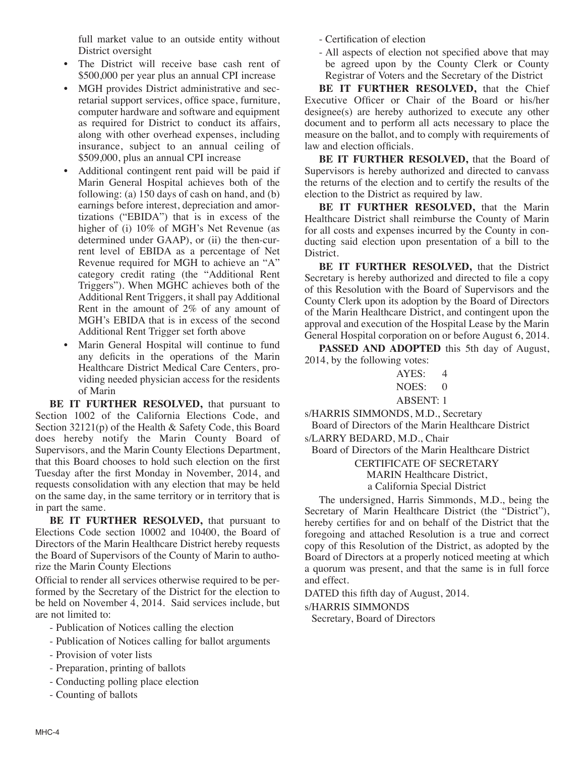full market value to an outside entity without District oversight

- The District will receive base cash rent of \$500,000 per year plus an annual CPI increase
- MGH provides District administrative and secretarial support services, office space, furniture, computer hardware and software and equipment as required for District to conduct its affairs, along with other overhead expenses, including insurance, subject to an annual ceiling of \$509,000, plus an annual CPI increase
- Additional contingent rent paid will be paid if Marin General Hospital achieves both of the following: (a) 150 days of cash on hand, and (b) earnings before interest, depreciation and amortizations ("EBIDA") that is in excess of the higher of (i) 10% of MGH's Net Revenue (as determined under GAAP), or (ii) the then-current level of EBIDA as a percentage of Net Revenue required for MGH to achieve an "A" category credit rating (the "Additional Rent Triggers"). When MGHC achieves both of the Additional Rent Triggers, it shall pay Additional Rent in the amount of 2% of any amount of MGH's EBIDA that is in excess of the second Additional Rent Trigger set forth above
- Marin General Hospital will continue to fund any deficits in the operations of the Marin Healthcare District Medical Care Centers, providing needed physician access for the residents of Marin

**BE IT FURTHER RESOLVED,** that pursuant to Section 1002 of the California Elections Code, and Section 32121(p) of the Health & Safety Code, this Board does hereby notify the Marin County Board of Supervisors, and the Marin County Elections Department, that this Board chooses to hold such election on the first Tuesday after the first Monday in November, 2014, and requests consolidation with any election that may be held on the same day, in the same territory or in territory that is in part the same.

**BE IT FURTHER RESOLVED,** that pursuant to Elections Code section 10002 and 10400, the Board of Directors of the Marin Healthcare District hereby requests the Board of Supervisors of the County of Marin to authorize the Marin County Elections

Official to render all services otherwise required to be performed by the Secretary of the District for the election to be held on November 4, 2014. Said services include, but are not limited to:

- Publication of Notices calling the election
- Publication of Notices calling for ballot arguments
- Provision of voter lists
- Preparation, printing of ballots
- Conducting polling place election
- Counting of ballots
- Certification of election
- All aspects of election not specified above that may be agreed upon by the County Clerk or County Registrar of Voters and the Secretary of the District

**BE IT FURTHER RESOLVED,** that the Chief Executive Officer or Chair of the Board or his/her designee(s) are hereby authorized to execute any other document and to perform all acts necessary to place the measure on the ballot, and to comply with requirements of law and election officials.

**BE IT FURTHER RESOLVED,** that the Board of Supervisors is hereby authorized and directed to canvass the returns of the election and to certify the results of the election to the District as required by law.

**BE IT FURTHER RESOLVED,** that the Marin Healthcare District shall reimburse the County of Marin for all costs and expenses incurred by the County in conducting said election upon presentation of a bill to the District.

**BE IT FURTHER RESOLVED,** that the District Secretary is hereby authorized and directed to file a copy of this Resolution with the Board of Supervisors and the County Clerk upon its adoption by the Board of Directors of the Marin Healthcare District, and contingent upon the approval and execution of the Hospital Lease by the Marin General Hospital corporation on or before August 6, 2014.

**PASSED AND ADOPTED** this 5th day of August, 2014, by the following votes:

AYES: 4
NOES: 0
ABSENT: 1

s/HARRIS SIMMONDS, M.D., Secretary
Board of Directors of the Marin Healthcare District

s/LARRY BEDARD, M.D., Chair
Board of Directors of the Marin Healthcare District

CERTIFICATE OF SECRETARY
MARIN Healthcare District,
a California Special District

The undersigned, Harris Simmonds, M.D., being the Secretary of Marin Healthcare District (the "District"), hereby certifies for and on behalf of the District that the foregoing and attached Resolution is a true and correct copy of this Resolution of the District, as adopted by the Board of Directors at a properly noticed meeting at which a quorum was present, and that the same is in full force and effect.

DATED this fifth day of August, 2014.

s/HARRIS SIMMONDS
Secretary, Board of Directors